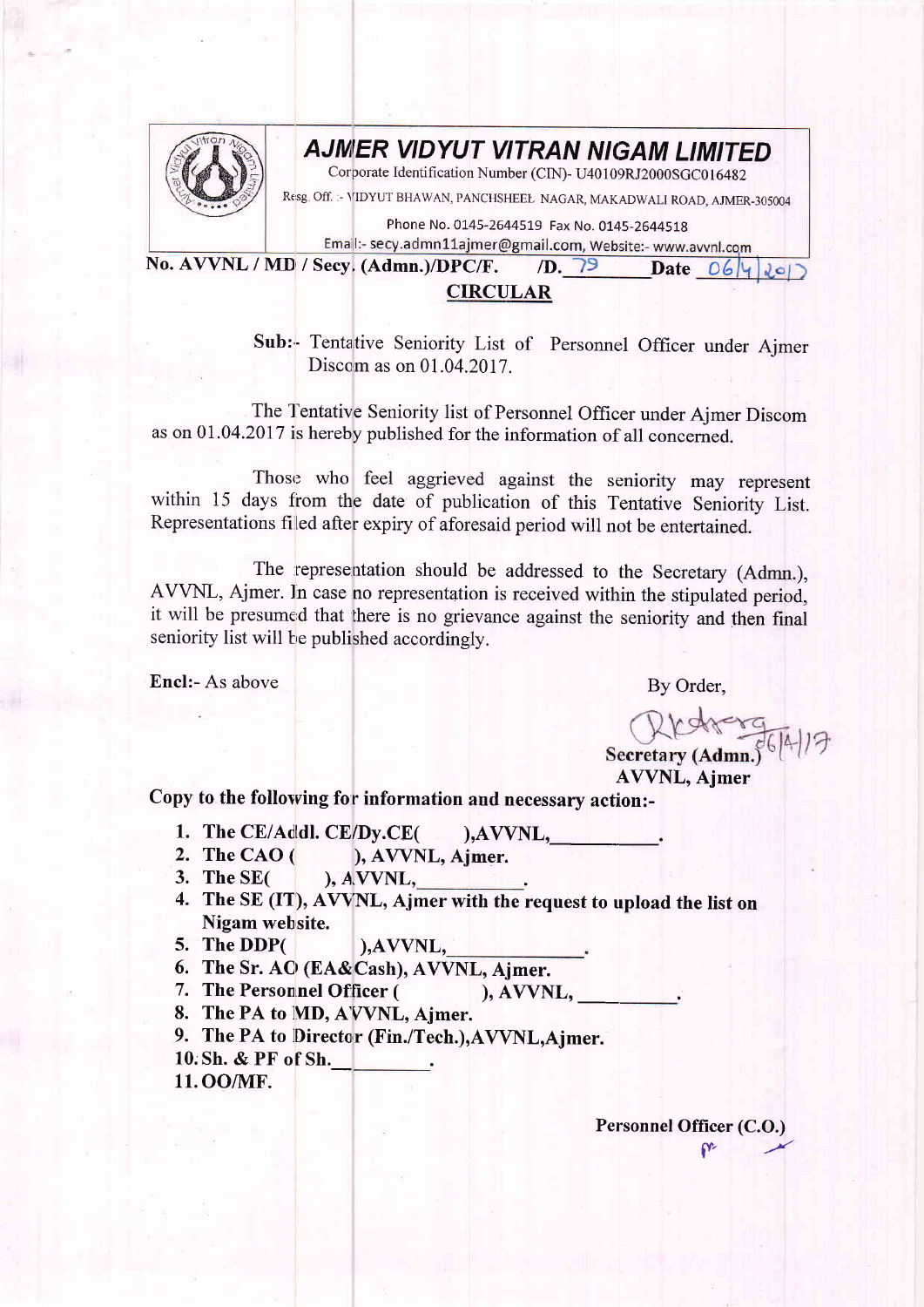# AJMER VIDYUT VITRAN NIGAM LIMITED

Corporate Identification Number (CIN)- U40109RJ2000SGC016482

Resg. Off. :- VIDYUT BHAWAN, PANCHSHEEL NAGAR, MAKADWALI ROAD, AJMER-305004

Phone No. 0145-2644519 Fax No. 0145-2644518

Email:- secy.admn11ajmer@gmail.com, Website:- www.avvnl.com

**No. AVVNL / MD / Secy. (Admn.)/DPC/F. /D. 79 Date 06/4/2017**

## CIRCULAR

**Sub:-** Tentative Seniority List of Personnel Officer under Ajmer Discom as on 01.04.2017.

The Tentative Seniority list of Personnel Officer under Ajmer Discom as on 01.04.2017 is hereby published for the information of all concerned.

Those who feel aggrieved against the seniority may represent within 15 days from the date of publication of this Tentative Seniority List. Representations filed after expiry of aforesaid period will not be entertained.

The representation should be addressed to the Secretary (Admn.), AVVNL, Ajmer. In case no representation is received within the stipulated period, it will be presumed that there is no grievance against the seniority and then final seniority list will be published accordingly.

**Encl:-** As above

By Order,

6/4/17

**Secretary (Admn.)**
**AVVNL, Ajmer**

**Copy to the following for information and necessary action:-**

1. **The CE/Addl. CE/Dy.CE( ),AVVNL,\_\_\_\_\_\_\_\_\_\_.**
2. **The CAO ( ), AVVNL, Ajmer.**
3. **The SE( ), AVVNL,\_\_\_\_\_\_\_\_\_\_.**
4. **The SE (IT), AVVNL, Ajmer with the request to upload the list on Nigam website.**
5. **The DDP( ),AVVNL,\_\_\_\_\_\_\_\_\_\_\_\_.**
6. **The Sr. AO (EA&Cash), AVVNL, Ajmer.**
7. **The Personnel Officer ( ), AVVNL, \_\_\_\_\_\_\_\_\_\_.**
8. **The PA to MD, AVVNL, Ajmer.**
9. **The PA to Director (Fin./Tech.),AVVNL,Ajmer.**
10. **Sh. & PF of Sh.\_\_\_\_\_\_\_\_\_.**
11. **OO/MF.**

**Personnel Officer (C.O.)**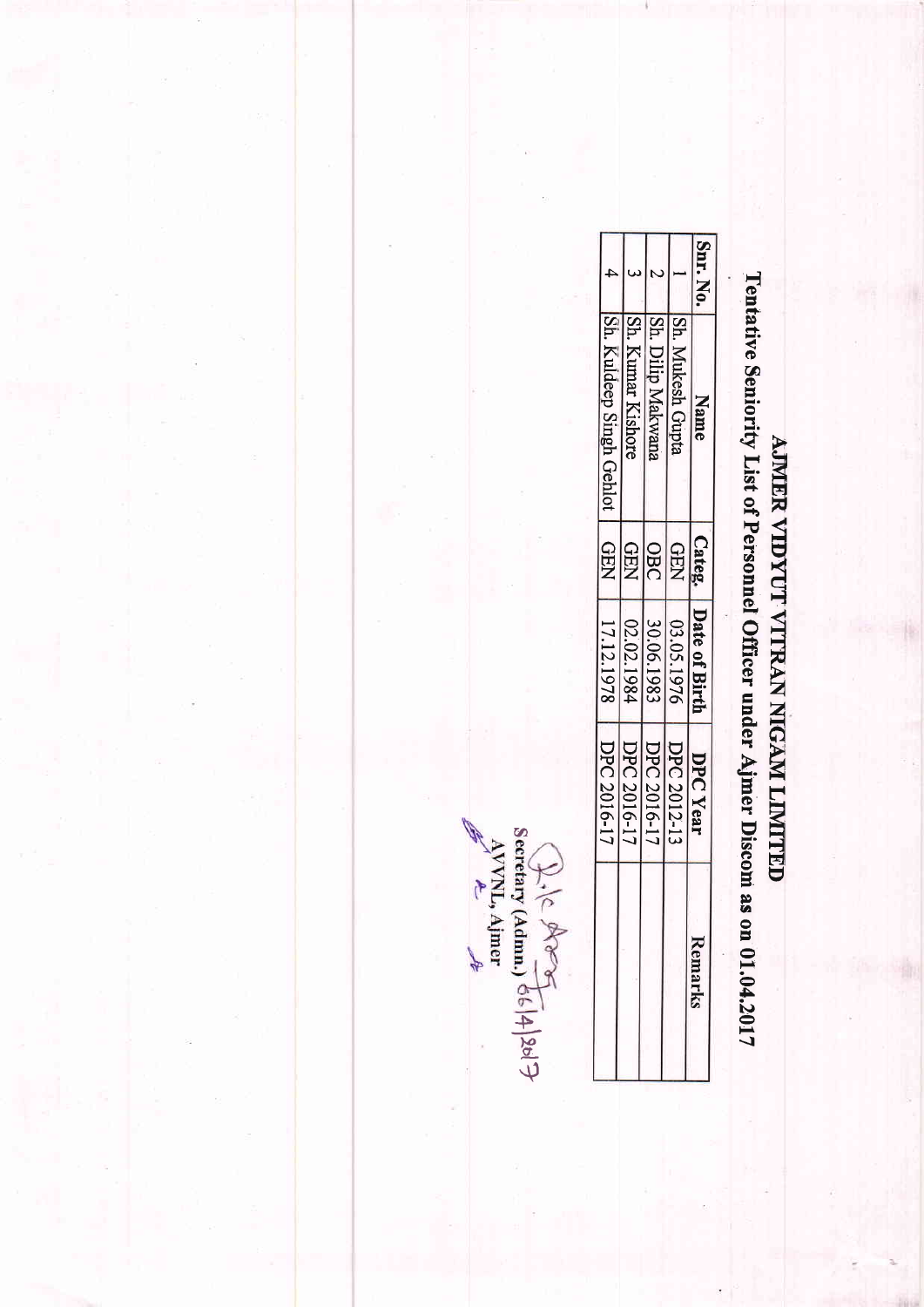# AJMER VIDYUT VITRAN NIGAM LIMITED

## Tentative Seniority List of Personnel Officer under Ajmer Discom as on 01.04.2017

| Snr. No. | Name | Categ. | Date of Birth | DPC Year | Remarks |
|---|---|---|---|---|---|
| 1 | Sh. Mukesh Gupta | GEN | 03.05.1976 | DPC 2012-13 | |
| 2 | Sh. Dilip Makwana | OBC | 30.06.1983 | DPC 2016-17 | |
| 3 | Sh. Kumar Kishore | GEN | 02.02.1984 | DPC 2016-17 | |
| 4 | Sh. Kuldeep Singh Gehlot | GEN | 17.12.1978 | DPC 2016-17 | |

06/4/2017

Secretary (Admn.)
AVVNL, Ajmer